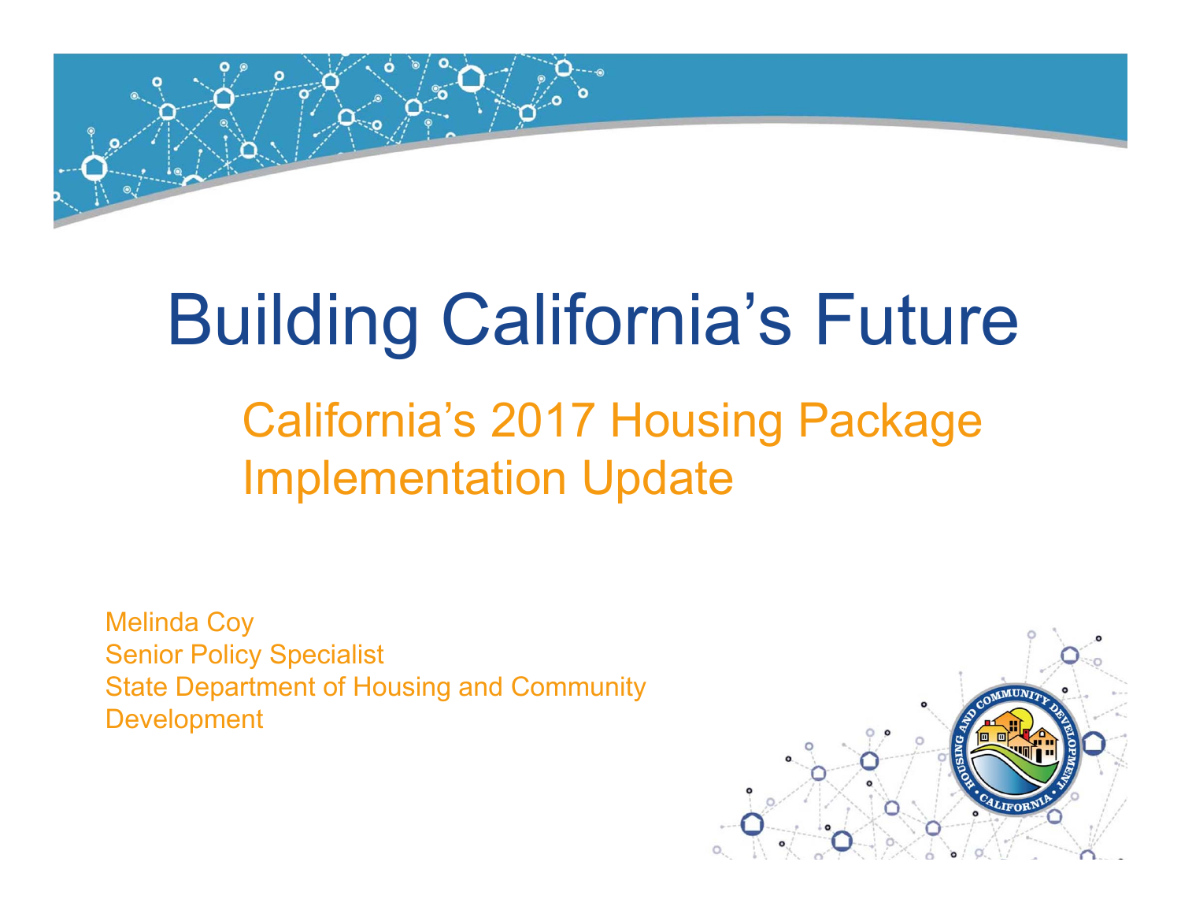# Building California's Future

## California's 2017 Housing Package Implementation Update

Melinda Coy
Senior Policy Specialist
State Department of Housing and Community Development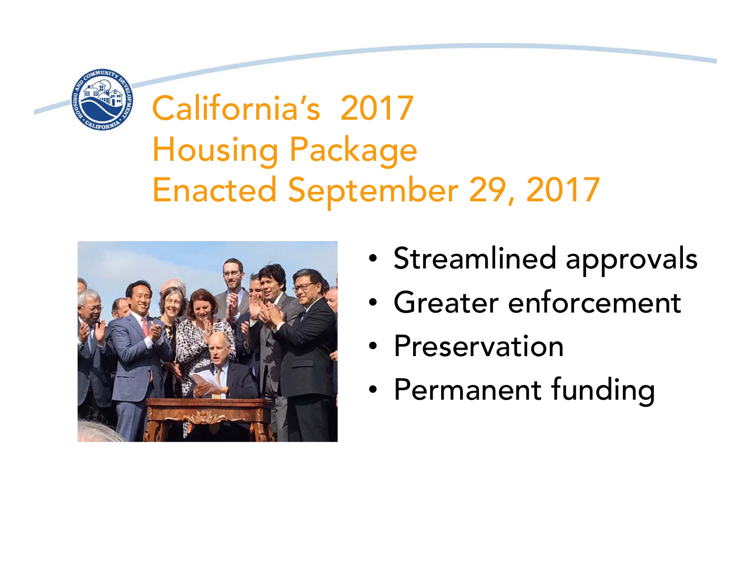# California's 2017 Housing Package Enacted September 29, 2017

- Streamlined approvals
- Greater enforcement
- Preservation
- Permanent funding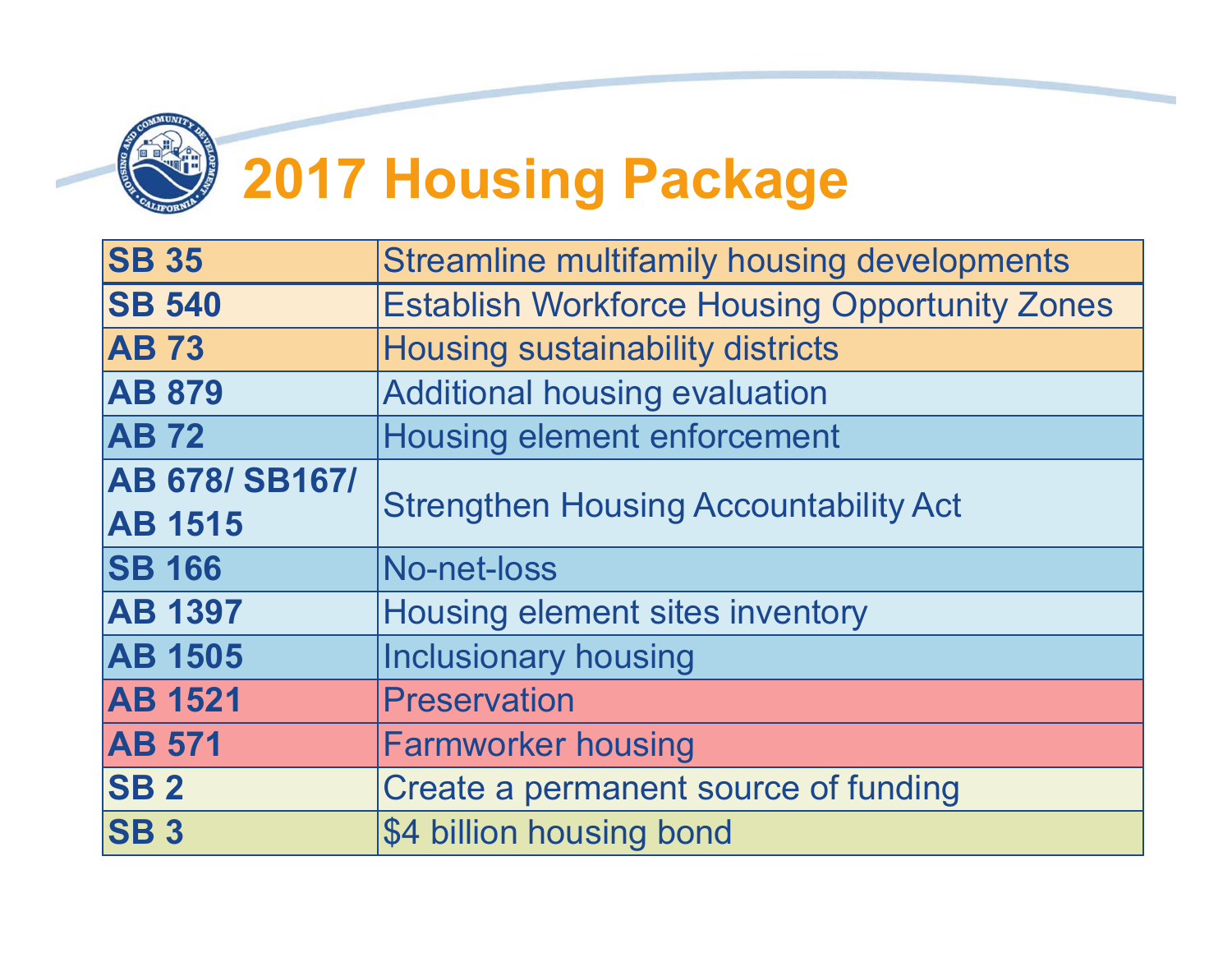# 2017 Housing Package

| Bill | Description |
|---|---|
| **SB 35** | Streamline multifamily housing developments |
| **SB 540** | Establish Workforce Housing Opportunity Zones |
| **AB 73** | Housing sustainability districts |
| **AB 879** | Additional housing evaluation |
| **AB 72** | Housing element enforcement |
| **AB 678/ SB167/ AB 1515** | Strengthen Housing Accountability Act |
| **SB 166** | No-net-loss |
| **AB 1397** | Housing element sites inventory |
| **AB 1505** | Inclusionary housing |
| **AB 1521** | Preservation |
| **AB 571** | Farmworker housing |
| **SB 2** | Create a permanent source of funding |
| **SB 3** | $4 billion housing bond |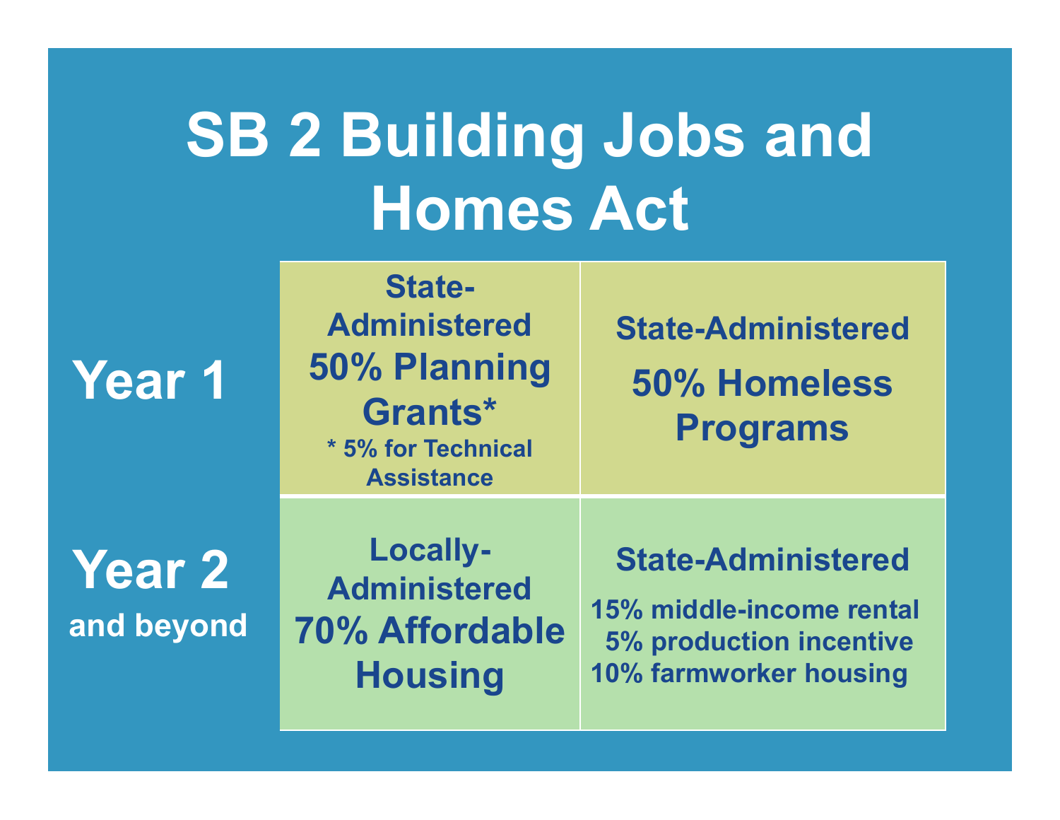# SB 2 Building Jobs and Homes Act

| | | |
|---|---|---|
| **Year 1** | State-Administered<br>**50% Planning Grants***<br>* 5% for Technical Assistance | State-Administered<br>**50% Homeless Programs** |
| **Year 2** and beyond | Locally-Administered<br>**70% Affordable Housing** | State-Administered<br>15% middle-income rental<br>5% production incentive<br>10% farmworker housing |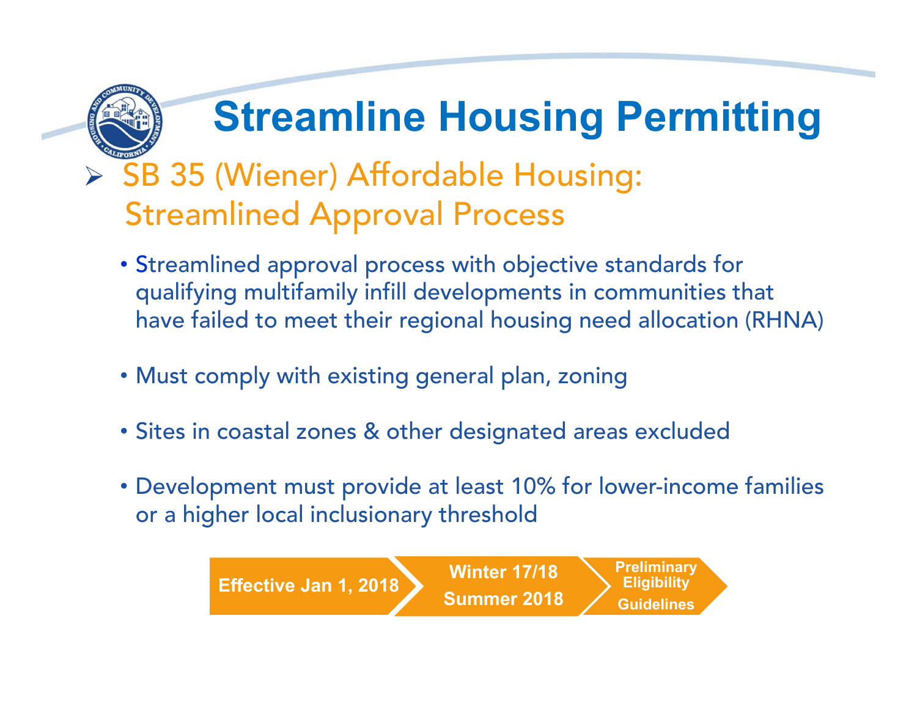# Streamline Housing Permitting

## SB 35 (Wiener) Affordable Housing: Streamlined Approval Process

- Streamlined approval process with objective standards for qualifying multifamily infill developments in communities that have failed to meet their regional housing need allocation (RHNA)
- Must comply with existing general plan, zoning
- Sites in coastal zones & other designated areas excluded
- Development must provide at least 10% for lower-income families or a higher local inclusionary threshold

**Effective Jan 1, 2018** → **Winter 17/18 Summer 2018** → **Preliminary Eligibility Guidelines**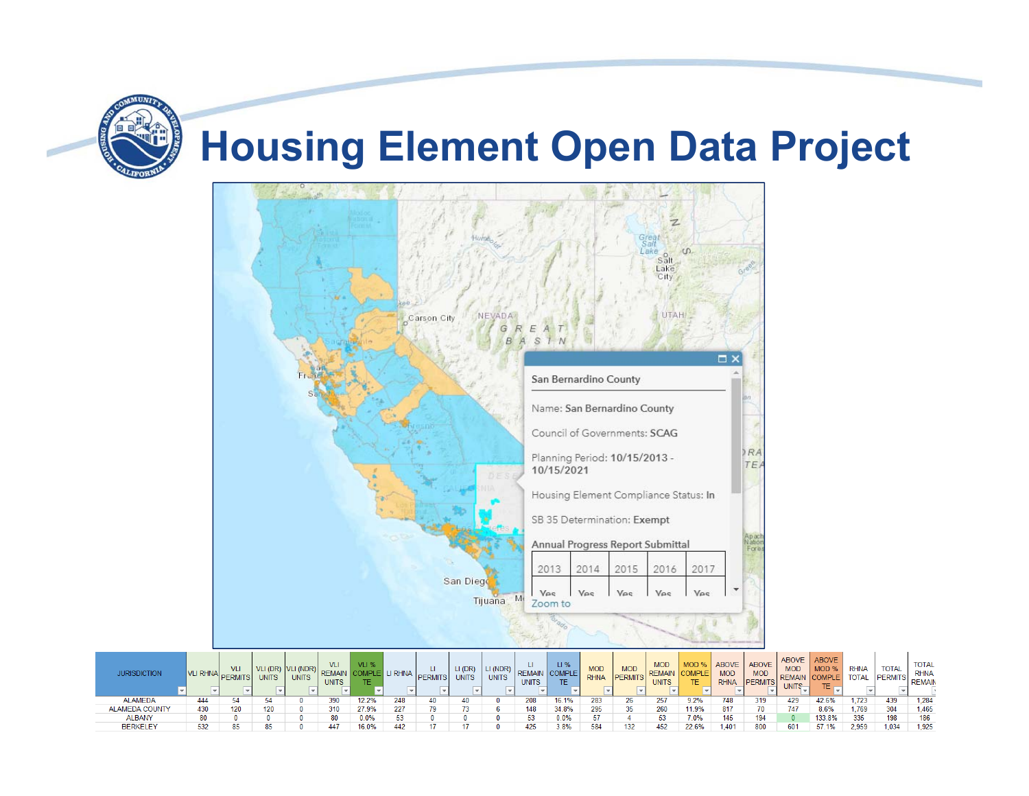# Housing Element Open Data Project

San Bernardino County

Name: San Bernardino County

Council of Governments: SCAG

Planning Period: 10/15/2013 - 10/15/2021

Housing Element Compliance Status: In

SB 35 Determination: Exempt

Annual Progress Report Submittal

| 2013 | 2014 | 2015 | 2016 | 2017 |
|---|---|---|---|---|
| Yes | Yes | Yes | Yes | Yes |

Zoom to

| JURISDICTION | VLI RHNA | VLI PERMITS | VLI (DR) UNITS | VLI (NDR) UNITS | VLI REMAIN UNITS | VLI % COMPLETE | LI RHNA | LI PERMITS | LI (DR) UNITS | LI (NDR) UNITS | LI REMAIN UNITS | LI % COMPLETE | MOD RHNA | MOD PERMITS | MOD REMAIN UNITS | MOD % COMPLETE | ABOVE MOD RHNA | ABOVE MOD PERMITS | ABOVE MOD REMAIN UNITS | ABOVE MOD % COMPLETE | RHNA TOTAL | TOTAL PERMITS | TOTAL RHNA REMAIN |
|---|---|---|---|---|---|---|---|---|---|---|---|---|---|---|---|---|---|---|---|---|---|---|---|
| ALAMEDA | 444 | 54 | 54 | 0 | 390 | 12.2% | 248 | 40 | 40 | 0 | 208 | 16.1% | 283 | 26 | 257 | 9.2% | 748 | 319 | 429 | 42.6% | 1,723 | 439 | 1,284 |
| ALAMEDA COUNTY | 430 | 120 | 120 | 0 | 310 | 27.9% | 227 | 79 | 73 | 6 | 148 | 34.8% | 295 | 35 | 260 | 11.9% | 817 | 70 | 747 | 8.6% | 1,769 | 304 | 1,465 |
| ALBANY | 80 | 0 | 0 | 0 | 80 | 0.0% | 53 | 0 | 0 | 0 | 53 | 0.0% | 57 | 4 | 53 | 7.0% | 145 | 194 | 0 | 133.8% | 335 | 198 | 186 |
| BERKELEY | 532 | 85 | 85 | 0 | 447 | 16.0% | 442 | 17 | 17 | 0 | 425 | 3.8% | 584 | 132 | 452 | 22.6% | 1,401 | 800 | 601 | 57.1% | 2,959 | 1,034 | 1,925 |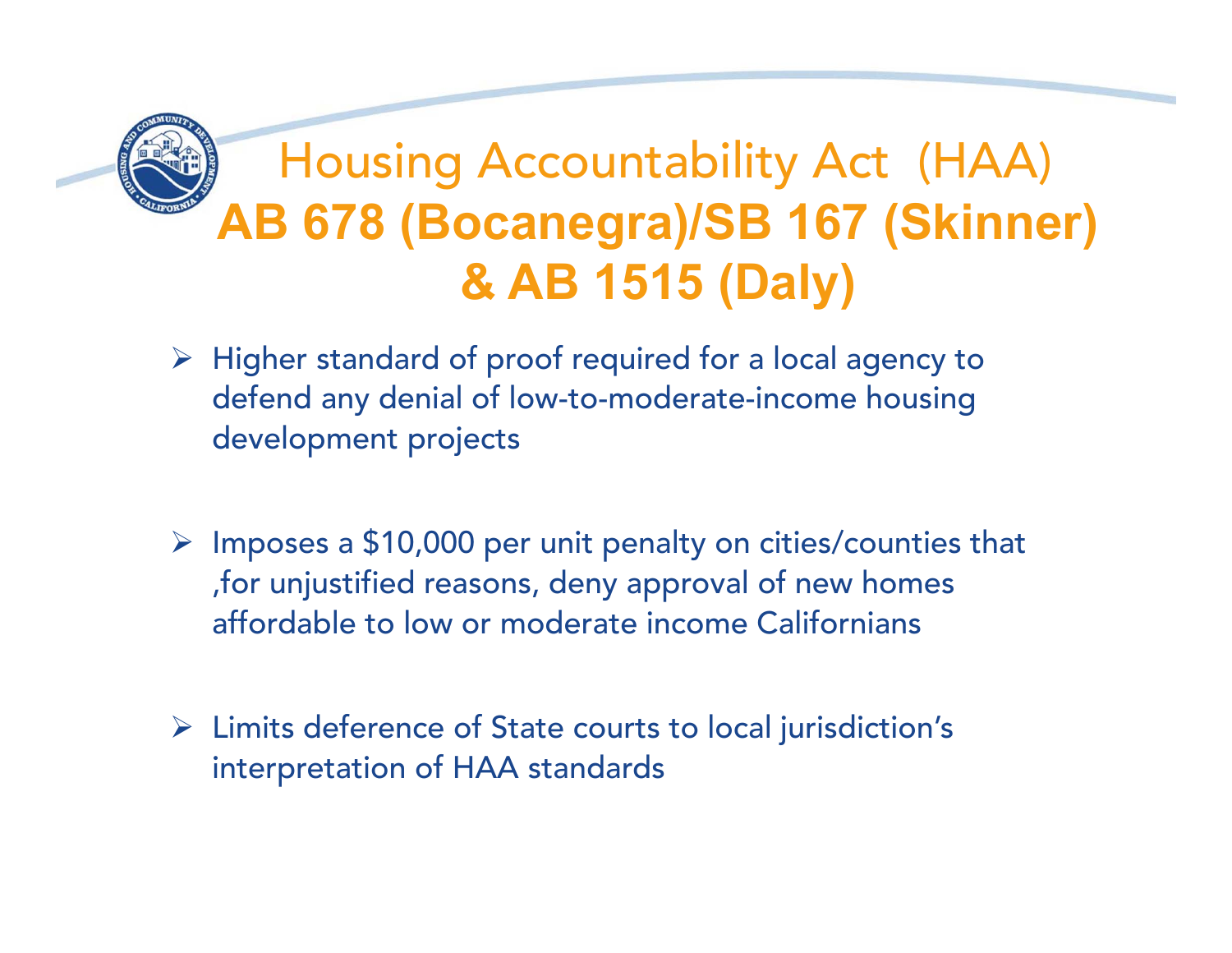# Housing Accountability Act (HAA)

## AB 678 (Bocanegra)/SB 167 (Skinner) & AB 1515 (Daly)

- Higher standard of proof required for a local agency to defend any denial of low-to-moderate-income housing development projects
- Imposes a $10,000 per unit penalty on cities/counties that ,for unjustified reasons, deny approval of new homes affordable to low or moderate income Californians
- Limits deference of State courts to local jurisdiction's interpretation of HAA standards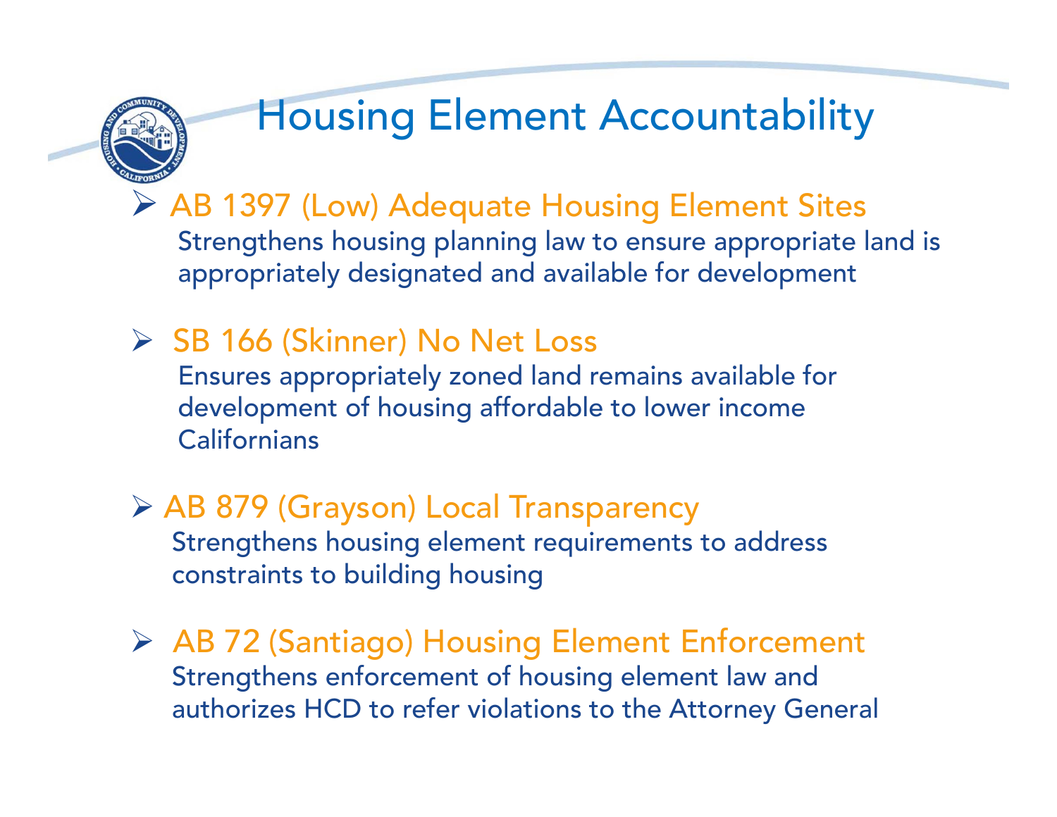# Housing Element Accountability

- **AB 1397 (Low) Adequate Housing Element Sites**
  Strengthens housing planning law to ensure appropriate land is appropriately designated and available for development

- **SB 166 (Skinner) No Net Loss**
  Ensures appropriately zoned land remains available for development of housing affordable to lower income Californians

- **AB 879 (Grayson) Local Transparency**
  Strengthens housing element requirements to address constraints to building housing

- **AB 72 (Santiago) Housing Element Enforcement**
  Strengthens enforcement of housing element law and authorizes HCD to refer violations to the Attorney General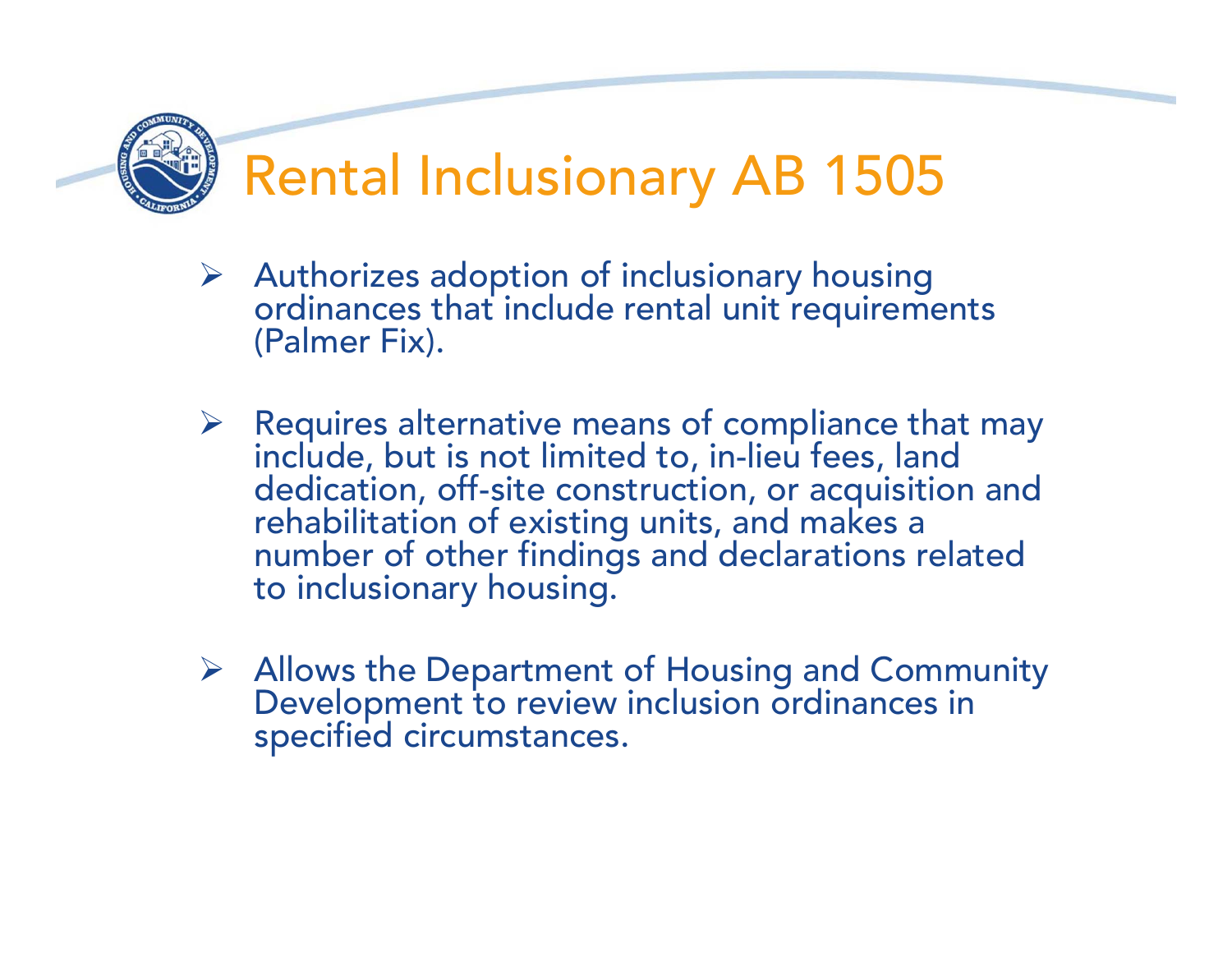# Rental Inclusionary AB 1505

- Authorizes adoption of inclusionary housing ordinances that include rental unit requirements (Palmer Fix).
- Requires alternative means of compliance that may include, but is not limited to, in-lieu fees, land dedication, off-site construction, or acquisition and rehabilitation of existing units, and makes a number of other findings and declarations related to inclusionary housing.
- Allows the Department of Housing and Community Development to review inclusion ordinances in specified circumstances.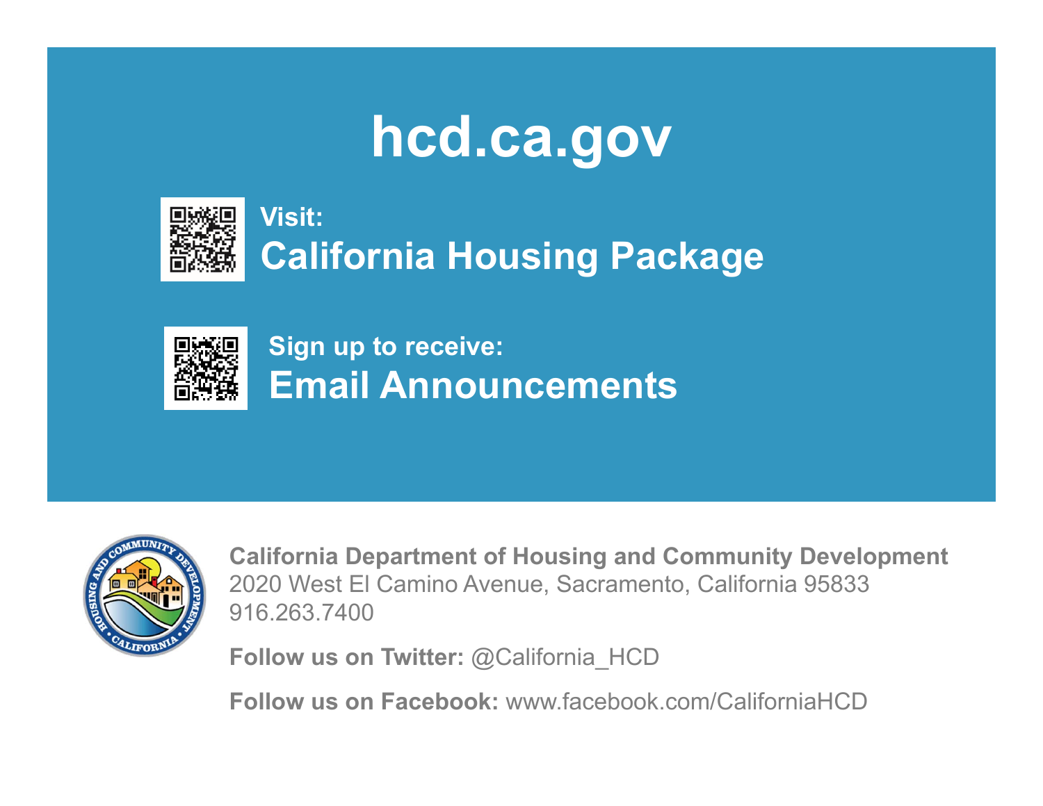# hcd.ca.gov

**Visit:**
**California Housing Package**

**Sign up to receive:**
**Email Announcements**

**California Department of Housing and Community Development**
2020 West El Camino Avenue, Sacramento, California 95833
916.263.7400

**Follow us on Twitter:** @California_HCD

**Follow us on Facebook:** www.facebook.com/CaliforniaHCD